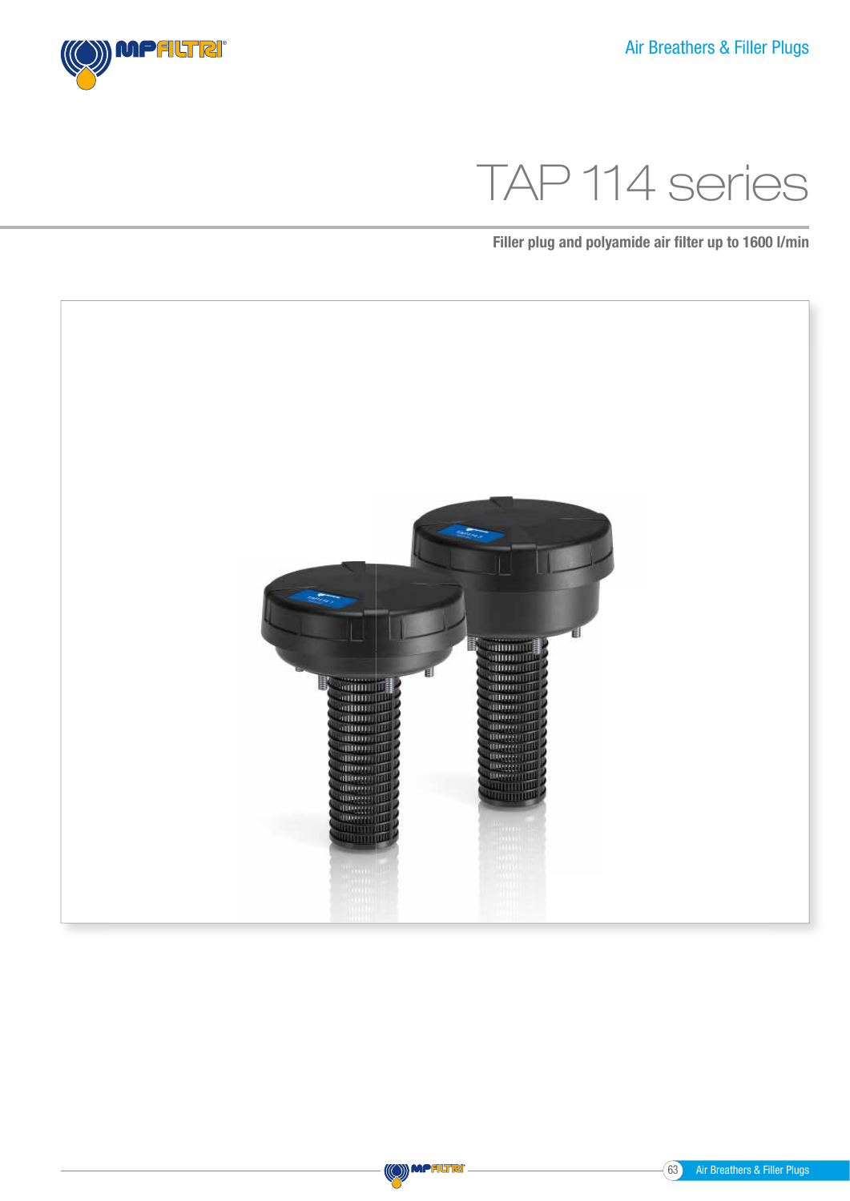# TAP 114 series

**Filler plug and polyamide air filter up to 1600 l/min**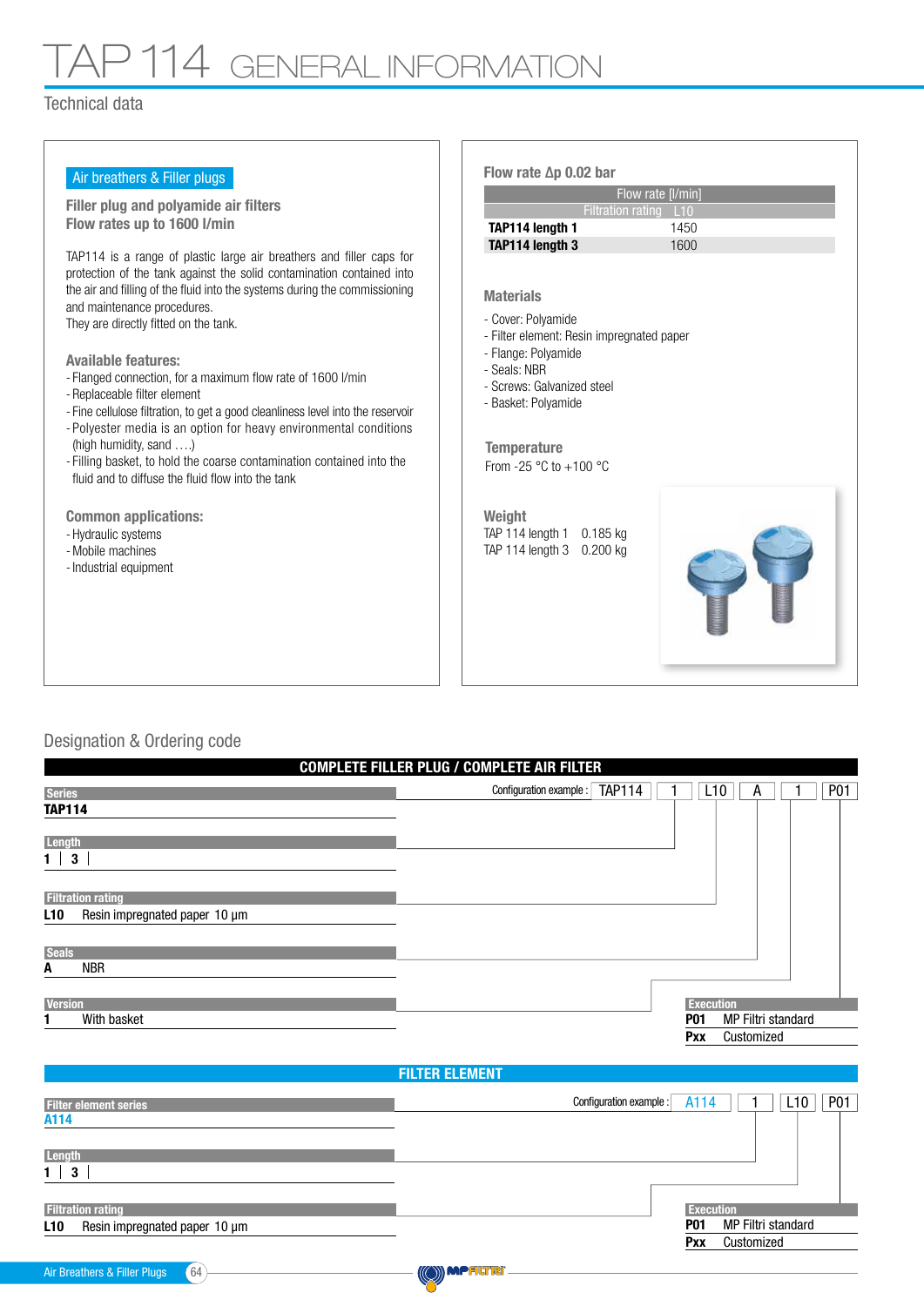# TAP 114 GENERAL INFORMATION

## Technical data

**Air breathers & Filler plugs**

### Filler plug and polyamide air filters
### Flow rates up to 1600 l/min

TAP114 is a range of plastic large air breathers and filler caps for protection of the tank against the solid contamination contained into the air and filling of the fluid into the systems during the commissioning and maintenance procedures.
They are directly fitted on the tank.

### Available features:

- Flanged connection, for a maximum flow rate of 1600 l/min
- Replaceable filter element
- Fine cellulose filtration, to get a good cleanliness level into the reservoir
- Polyester media is an option for heavy environmental conditions (high humidity, sand ….)
- Filling basket, to hold the coarse contamination contained into the fluid and to diffuse the fluid flow into the tank

### Common applications:

- Hydraulic systems
- Mobile machines
- Industrial equipment

### Flow rate Δp 0.02 bar

| | Flow rate [l/min] |
|---|---|
| Filtration rating | L10 |
| **TAP114 length 1** | 1450 |
| **TAP114 length 3** | 1600 |

### Materials

- Cover: Polyamide
- Filter element: Resin impregnated paper
- Flange: Polyamide
- Seals: NBR
- Screws: Galvanized steel
- Basket: Polyamide

### Temperature

From -25 °C to +100 °C

### Weight

TAP 114 length 1 0.185 kg
TAP 114 length 3 0.200 kg

## Designation & Ordering code

### COMPLETE FILLER PLUG / COMPLETE AIR FILTER

Configuration example : TAP114 | 1 | L10 | A | 1 | P01

**Series**
**TAP114**

**Length**
1 | 3

**Filtration rating**
L10 Resin impregnated paper 10 μm

**Seals**
A NBR

**Version**
1 With basket

**Execution**
P01 MP Filtri standard
Pxx Customized

### FILTER ELEMENT

Configuration example : A114 | 1 | L10 | P01

**Filter element series**
A114

**Length**
1 | 3

**Filtration rating**
L10 Resin impregnated paper 10 μm

**Execution**
P01 MP Filtri standard
Pxx Customized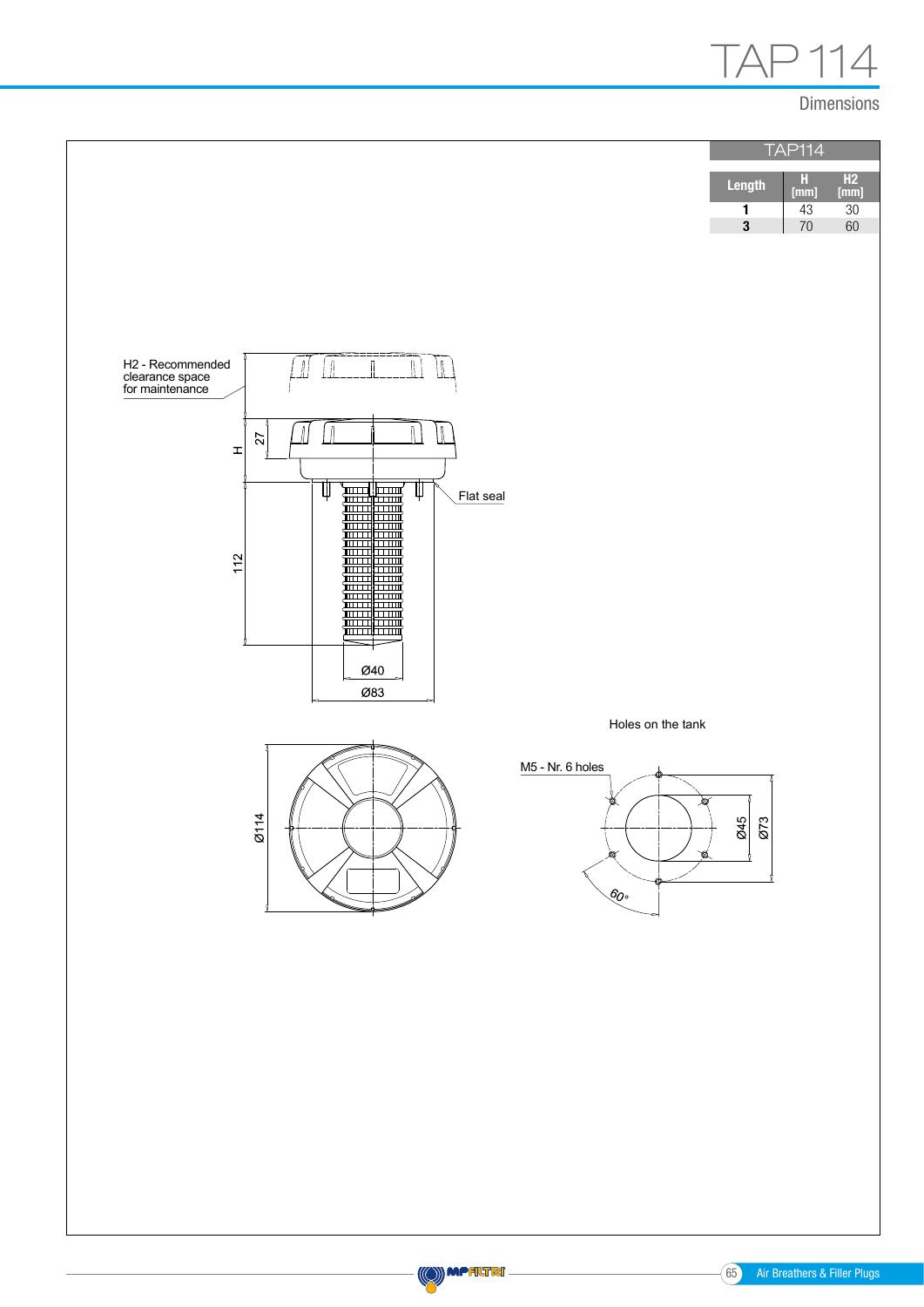# TAP 114

## Dimensions

| TAP114 | | |
|---|---|---|
| Length | H [mm] | H2 [mm] |
| 1 | 43 | 30 |
| 3 | 70 | 60 |

H2 - Recommended clearance space for maintenance

H

27

112

Flat seal

Ø40

Ø83

Ø114

Holes on the tank

M5 - Nr. 6 holes

Ø45

Ø73

60°